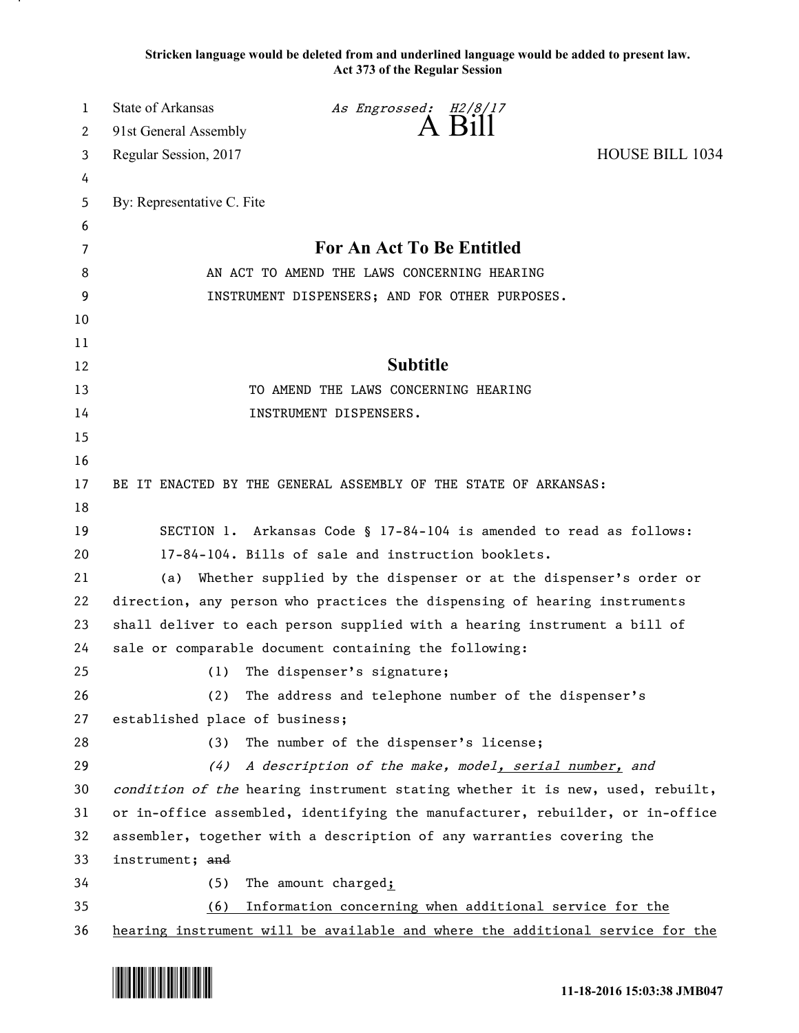**Stricken language would be deleted from and underlined language would be added to present law.**
**Act 373 of the Regular Session**

State of Arkansas *As Engrossed: H2/8/17*
91st General Assembly **A Bill**
Regular Session, 2017 HOUSE BILL 1034

By: Representative C. Fite

## For An Act To Be Entitled

AN ACT TO AMEND THE LAWS CONCERNING HEARING INSTRUMENT DISPENSERS; AND FOR OTHER PURPOSES.

## Subtitle

TO AMEND THE LAWS CONCERNING HEARING INSTRUMENT DISPENSERS.

BE IT ENACTED BY THE GENERAL ASSEMBLY OF THE STATE OF ARKANSAS:

SECTION 1. Arkansas Code § 17-84-104 is amended to read as follows:

17-84-104. Bills of sale and instruction booklets.

(a) Whether supplied by the dispenser or at the dispenser's order or direction, any person who practices the dispensing of hearing instruments shall deliver to each person supplied with a hearing instrument a bill of sale or comparable document containing the following:

(1) The dispenser's signature;

(2) The address and telephone number of the dispenser's established place of business;

(3) The number of the dispenser's license;

*(4) A description of the make, model*<u>, serial number,</u> *and condition of the* hearing instrument stating whether it is new, used, rebuilt, or in-office assembled, identifying the manufacturer, rebuilder, or in-office assembler, together with a description of any warranties covering the instrument; ~~and~~

(5) The amount charged<u>;</u>

<u>(6) Information concerning when additional service for the hearing instrument will be available and where the additional service for the</u>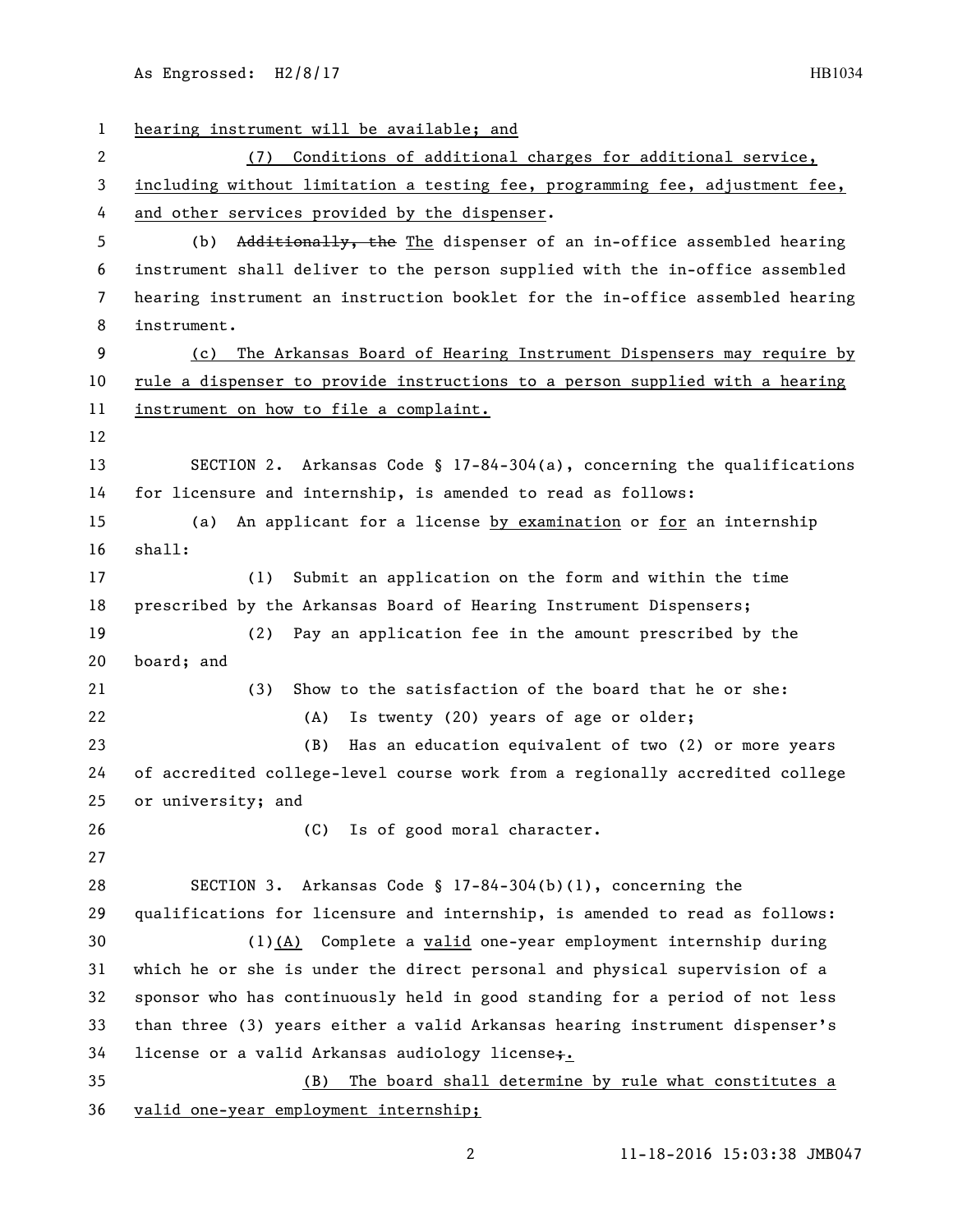hearing instrument will be available; and

(7) Conditions of additional charges for additional service, including without limitation a testing fee, programming fee, adjustment fee, and other services provided by the dispenser.

(b) ~~Additionally, the~~ The dispenser of an in-office assembled hearing instrument shall deliver to the person supplied with the in-office assembled hearing instrument an instruction booklet for the in-office assembled hearing instrument.

(c) The Arkansas Board of Hearing Instrument Dispensers may require by rule a dispenser to provide instructions to a person supplied with a hearing instrument on how to file a complaint.

SECTION 2. Arkansas Code § 17-84-304(a), concerning the qualifications for licensure and internship, is amended to read as follows:

(a) An applicant for a license by examination or for an internship shall:

(1) Submit an application on the form and within the time prescribed by the Arkansas Board of Hearing Instrument Dispensers;

(2) Pay an application fee in the amount prescribed by the board; and

(3) Show to the satisfaction of the board that he or she:

(A) Is twenty (20) years of age or older;

(B) Has an education equivalent of two (2) or more years of accredited college-level course work from a regionally accredited college or university; and

(C) Is of good moral character.

SECTION 3. Arkansas Code § 17-84-304(b)(1), concerning the qualifications for licensure and internship, is amended to read as follows:

(1)(A) Complete a valid one-year employment internship during which he or she is under the direct personal and physical supervision of a sponsor who has continuously held in good standing for a period of not less than three (3) years either a valid Arkansas hearing instrument dispenser's license or a valid Arkansas audiology license~~;~~.

(B) The board shall determine by rule what constitutes a valid one-year employment internship;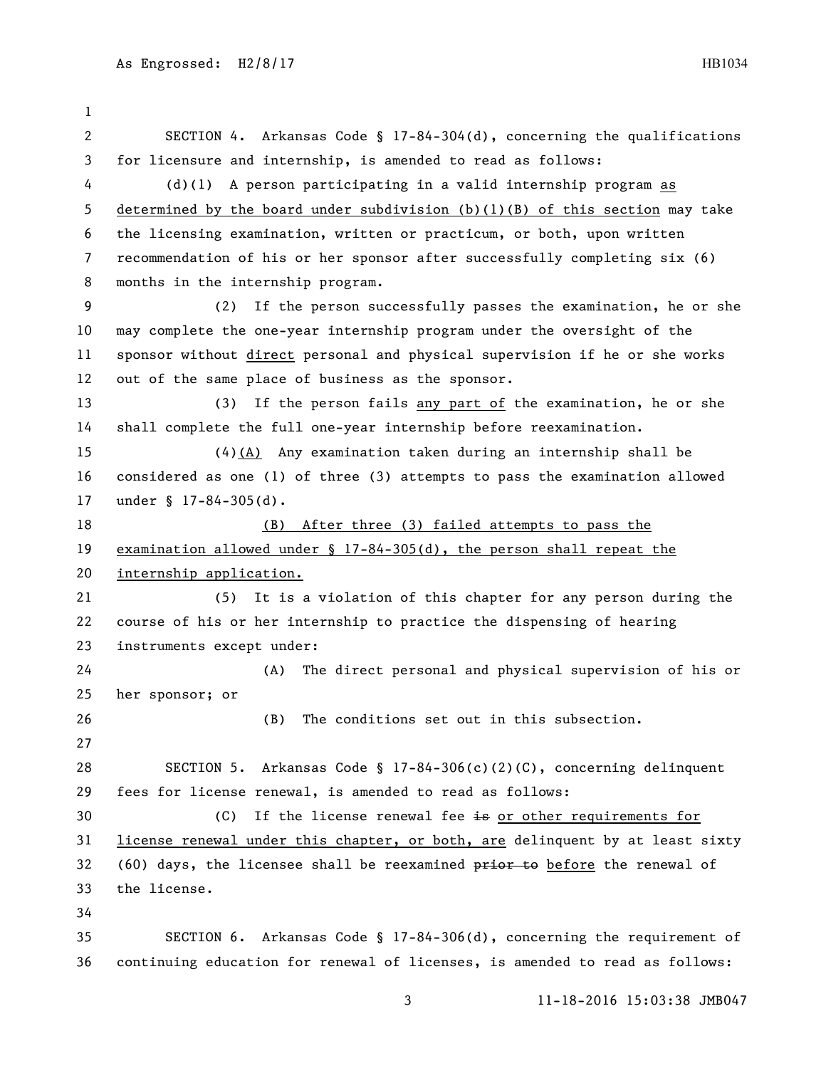SECTION 4. Arkansas Code § 17-84-304(d), concerning the qualifications for licensure and internship, is amended to read as follows:

(d)(1) A person participating in a valid internship program as determined by the board under subdivision (b)(1)(B) of this section may take the licensing examination, written or practicum, or both, upon written recommendation of his or her sponsor after successfully completing six (6) months in the internship program.

(2) If the person successfully passes the examination, he or she may complete the one-year internship program under the oversight of the sponsor without direct personal and physical supervision if he or she works out of the same place of business as the sponsor.

(3) If the person fails any part of the examination, he or she shall complete the full one-year internship before reexamination.

(4)(A) Any examination taken during an internship shall be considered as one (1) of three (3) attempts to pass the examination allowed under § 17-84-305(d).

(B) After three (3) failed attempts to pass the examination allowed under § 17-84-305(d), the person shall repeat the internship application.

(5) It is a violation of this chapter for any person during the course of his or her internship to practice the dispensing of hearing instruments except under:

(A) The direct personal and physical supervision of his or her sponsor; or

(B) The conditions set out in this subsection.

SECTION 5. Arkansas Code § 17-84-306(c)(2)(C), concerning delinquent fees for license renewal, is amended to read as follows:

(C) If the license renewal fee ~~is~~ or other requirements for license renewal under this chapter, or both, are delinquent by at least sixty (60) days, the licensee shall be reexamined ~~prior to~~ before the renewal of the license.

SECTION 6. Arkansas Code § 17-84-306(d), concerning the requirement of continuing education for renewal of licenses, is amended to read as follows: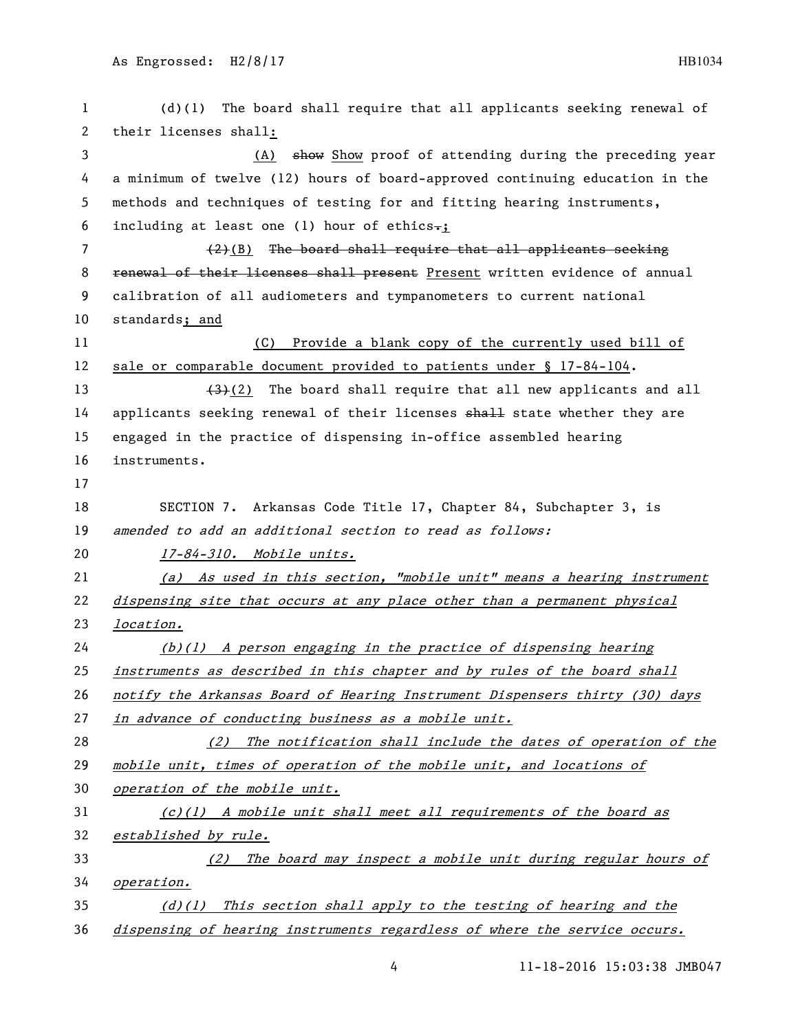(d)(1) The board shall require that all applicants seeking renewal of their licenses shall:

(A) ~~show~~ Show proof of attending during the preceding year a minimum of twelve (12) hours of board-approved continuing education in the methods and techniques of testing for and fitting hearing instruments, including at least one (1) hour of ethics~~.~~;

~~(2)~~(B) ~~The board shall require that all applicants seeking renewal of their licenses shall present~~ Present written evidence of annual calibration of all audiometers and tympanometers to current national standards; and

(C) Provide a blank copy of the currently used bill of sale or comparable document provided to patients under § 17-84-104.

~~(3)~~(2) The board shall require that all new applicants and all applicants seeking renewal of their licenses ~~shall~~ state whether they are engaged in the practice of dispensing in-office assembled hearing instruments.

SECTION 7. Arkansas Code Title 17, Chapter 84, Subchapter 3, is *amended to add an additional section to read as follows:*

*17-84-310. Mobile units.*

*(a) As used in this section, "mobile unit" means a hearing instrument dispensing site that occurs at any place other than a permanent physical location.*

*(b)(1) A person engaging in the practice of dispensing hearing instruments as described in this chapter and by rules of the board shall notify the Arkansas Board of Hearing Instrument Dispensers thirty (30) days in advance of conducting business as a mobile unit.*

*(2) The notification shall include the dates of operation of the mobile unit, times of operation of the mobile unit, and locations of operation of the mobile unit.*

*(c)(1) A mobile unit shall meet all requirements of the board as established by rule.*

*(2) The board may inspect a mobile unit during regular hours of operation.*

*(d)(1) This section shall apply to the testing of hearing and the dispensing of hearing instruments regardless of where the service occurs.*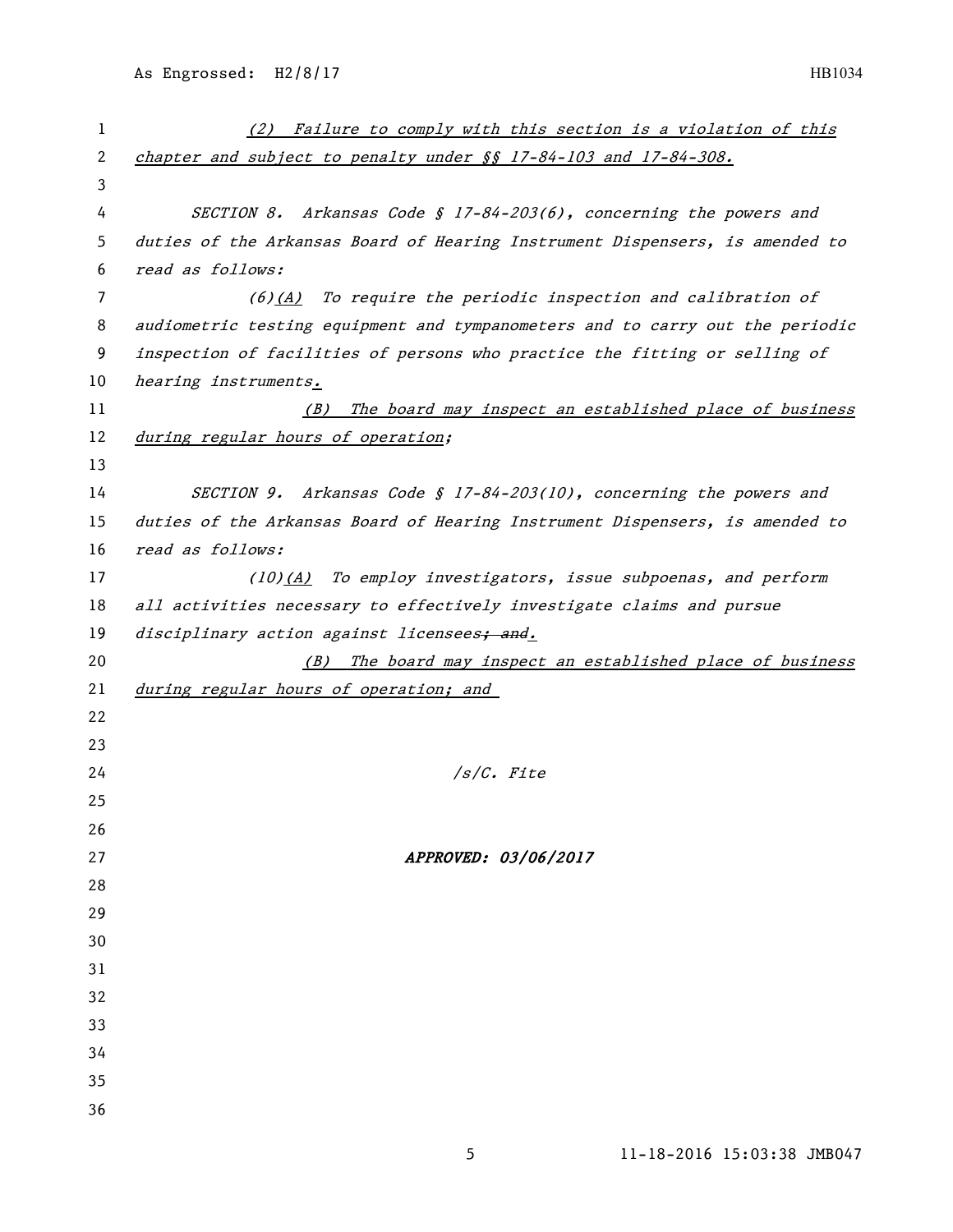(2) Failure to comply with this section is a violation of this chapter and subject to penalty under §§ 17-84-103 and 17-84-308.

SECTION 8. Arkansas Code § 17-84-203(6), concerning the powers and duties of the Arkansas Board of Hearing Instrument Dispensers, is amended to read as follows:

(6)(A) To require the periodic inspection and calibration of audiometric testing equipment and tympanometers and to carry out the periodic inspection of facilities of persons who practice the fitting or selling of hearing instruments.

(B) The board may inspect an established place of business during regular hours of operation;

SECTION 9. Arkansas Code § 17-84-203(10), concerning the powers and duties of the Arkansas Board of Hearing Instrument Dispensers, is amended to read as follows:

(10)(A) To employ investigators, issue subpoenas, and perform all activities necessary to effectively investigate claims and pursue disciplinary action against licensees~~; and~~.

(B) The board may inspect an established place of business during regular hours of operation; and

/s/C. Fite

***APPROVED: 03/06/2017***